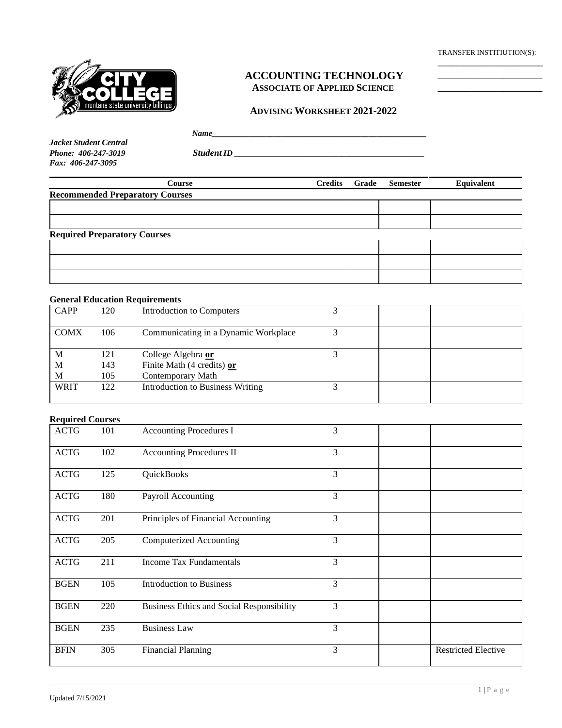TRANSFER INSTITIUTION(S):

\_\_\_\_\_\_\_\_\_\_\_\_\_\_\_\_\_\_\_\_\_\_\_\_

\_\_\_\_\_\_\_\_\_\_\_\_\_\_\_\_\_\_\_\_\_\_\_\_

\_\_\_\_\_\_\_\_\_\_\_\_\_\_\_\_\_\_\_\_\_\_\_\_

# ACCOUNTING TECHNOLOGY

## ASSOCIATE OF APPLIED SCIENCE

### ADVISING WORKSHEET 2021-2022

***Name***\_\_\_\_\_\_\_\_\_\_\_\_\_\_\_\_\_\_\_\_\_\_\_\_\_\_\_\_\_\_\_\_\_\_\_\_\_\_\_\_\_\_\_\_\_\_\_\_

***Jacket Student Central***
***Phone: 406-247-3019***
***Fax: 406-247-3095***

***Student ID*** \_\_\_\_\_\_\_\_\_\_\_\_\_\_\_\_\_\_\_\_\_\_\_\_\_\_\_\_\_\_\_\_\_\_\_\_\_\_\_\_\_\_\_\_

| Course | Credits | Grade | Semester | Equivalent |
|---|---|---|---|---|
| **Recommended Preparatory Courses** | | | | |
| | | | | |
| | | | | |
| **Required Preparatory Courses** | | | | |
| | | | | |
| | | | | |
| | | | | |

**General Education Requirements**

| | | Course | Credits | Grade | Semester | Equivalent |
|---|---|---|---|---|---|---|
| CAPP | 120 | Introduction to Computers | 3 | | | |
| COMX | 106 | Communicating in a Dynamic Workplace | 3 | | | |
| M<br>M<br>M | 121<br>143<br>105 | College Algebra **or**<br>Finite Math (4 credits) **or**<br>Contemporary Math | 3 | | | |
| WRIT | 122 | Introduction to Business Writing | 3 | | | |

**Required Courses**

| | | Course | Credits | Grade | Semester | Equivalent |
|---|---|---|---|---|---|---|
| ACTG | 101 | Accounting Procedures I | 3 | | | |
| ACTG | 102 | Accounting Procedures II | 3 | | | |
| ACTG | 125 | QuickBooks | 3 | | | |
| ACTG | 180 | Payroll Accounting | 3 | | | |
| ACTG | 201 | Principles of Financial Accounting | 3 | | | |
| ACTG | 205 | Computerized Accounting | 3 | | | |
| ACTG | 211 | Income Tax Fundamentals | 3 | | | |
| BGEN | 105 | Introduction to Business | 3 | | | |
| BGEN | 220 | Business Ethics and Social Responsibility | 3 | | | |
| BGEN | 235 | Business Law | 3 | | | |
| BFIN | 305 | Financial Planning | 3 | | | Restricted Elective |

Updated 7/15/2021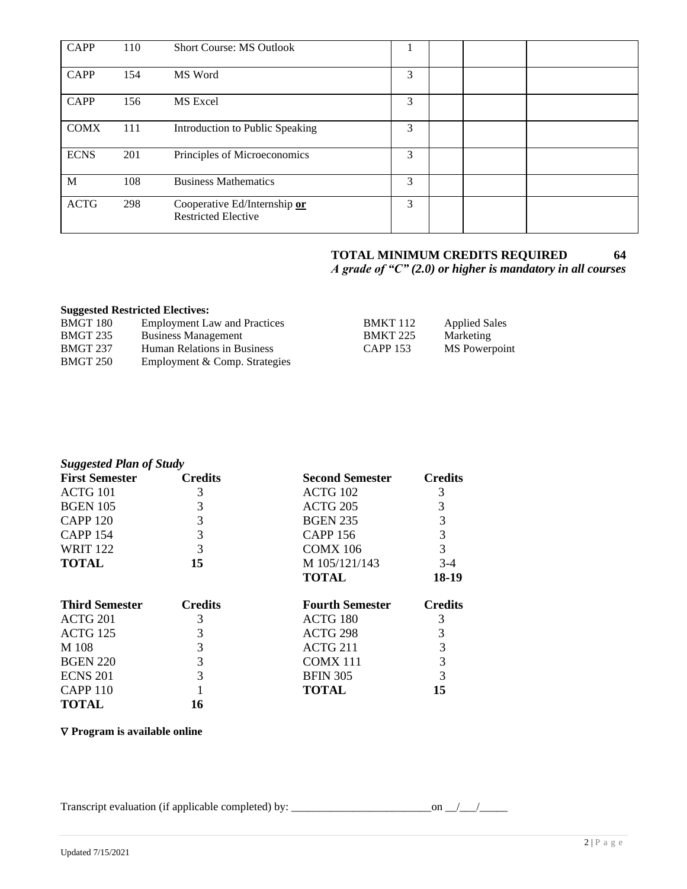| CAPP | 110 | Short Course: MS Outlook | 1 | | | |
|---|---|---|---|---|---|---|
| CAPP | 154 | MS Word | 3 | | | |
| CAPP | 156 | MS Excel | 3 | | | |
| COMX | 111 | Introduction to Public Speaking | 3 | | | |
| ECNS | 201 | Principles of Microeconomics | 3 | | | |
| M | 108 | Business Mathematics | 3 | | | |
| ACTG | 298 | Cooperative Ed/Internship **or** Restricted Elective | 3 | | | |

**TOTAL MINIMUM CREDITS REQUIRED 64**

***A grade of "C" (2.0) or higher is mandatory in all courses***

**Suggested Restricted Electives:**

| | | | |
|---|---|---|---|
| BMGT 180 | Employment Law and Practices | BMKT 112 | Applied Sales |
| BMGT 235 | Business Management | BMKT 225 | Marketing |
| BMGT 237 | Human Relations in Business | CAPP 153 | MS Powerpoint |
| BMGT 250 | Employment & Comp. Strategies | | |

***Suggested Plan of Study***

| **First Semester** | **Credits** | **Second Semester** | **Credits** |
|---|---|---|---|
| ACTG 101 | 3 | ACTG 102 | 3 |
| BGEN 105 | 3 | ACTG 205 | 3 |
| CAPP 120 | 3 | BGEN 235 | 3 |
| CAPP 154 | 3 | CAPP 156 | 3 |
| WRIT 122 | 3 | COMX 106 | 3 |
| **TOTAL** | **15** | M 105/121/143 | 3-4 |
| | | **TOTAL** | **18-19** |

| **Third Semester** | **Credits** | **Fourth Semester** | **Credits** |
|---|---|---|---|
| ACTG 201 | 3 | ACTG 180 | 3 |
| ACTG 125 | 3 | ACTG 298 | 3 |
| M 108 | 3 | ACTG 211 | 3 |
| BGEN 220 | 3 | COMX 111 | 3 |
| ECNS 201 | 3 | BFIN 305 | 3 |
| CAPP 110 | 1 | **TOTAL** | **15** |
| **TOTAL** | **16** | | |

**∇ Program is available online**

Transcript evaluation (if applicable completed) by: ________________________on __/___/_____

Updated 7/15/2021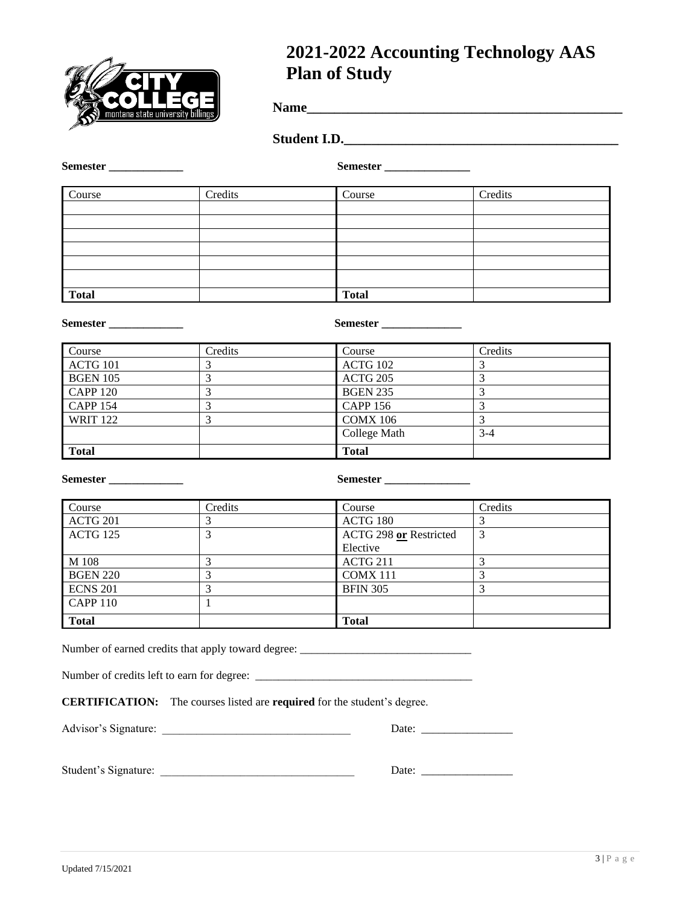# 2021-2022 Accounting Technology AAS Plan of Study

**Name**_______________________________________________

**Student I.D.**__________________________________________

**Semester** _____________ **Semester** _______________

| Course | Credits | Course | Credits |
|---|---|---|---|
| | | | |
| | | | |
| | | | |
| | | | |
| | | | |
| | | | |
| **Total** | | **Total** | |

**Semester** _____________ **Semester** ______________

| Course | Credits | Course | Credits |
|---|---|---|---|
| ACTG 101 | 3 | ACTG 102 | 3 |
| BGEN 105 | 3 | ACTG 205 | 3 |
| CAPP 120 | 3 | BGEN 235 | 3 |
| CAPP 154 | 3 | CAPP 156 | 3 |
| WRIT 122 | 3 | COMX 106 | 3 |
| | | College Math | 3-4 |
| **Total** | | **Total** | |

**Semester** _____________ **Semester** _______________

| Course | Credits | Course | Credits |
|---|---|---|---|
| ACTG 201 | 3 | ACTG 180 | 3 |
| ACTG 125 | 3 | ACTG 298 **or** Restricted Elective | 3 |
| M 108 | 3 | ACTG 211 | 3 |
| BGEN 220 | 3 | COMX 111 | 3 |
| ECNS 201 | 3 | BFIN 305 | 3 |
| CAPP 110 | 1 | | |
| **Total** | | **Total** | |

Number of earned credits that apply toward degree: ______________________________

Number of credits left to earn for degree: ______________________________________

**CERTIFICATION:** The courses listed are **required** for the student's degree.

Advisor's Signature: _________________________________ Date: ________________

Student's Signature: __________________________________ Date: ________________

Updated 7/15/2021